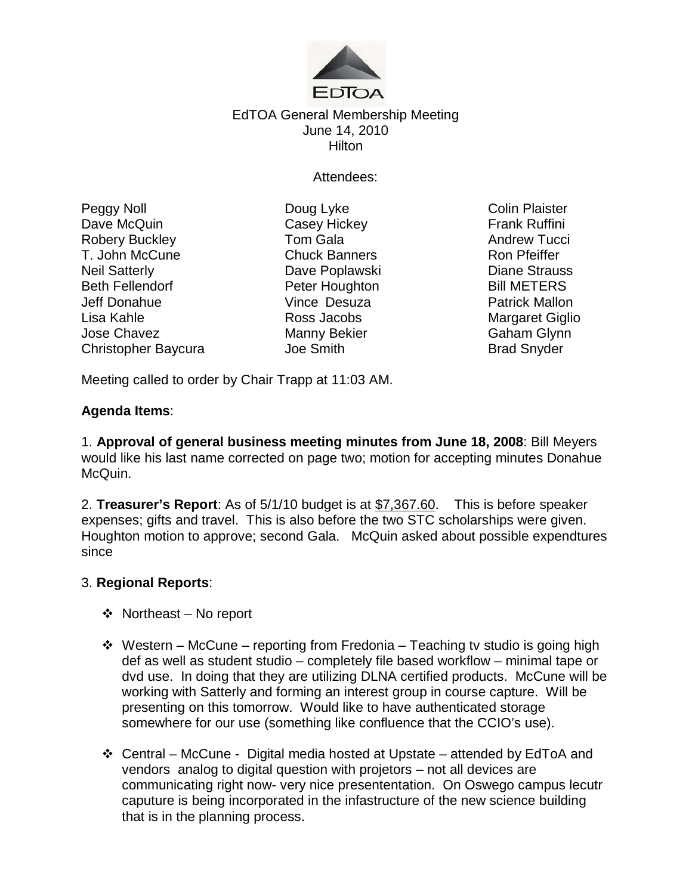EdTOA General Membership Meeting
June 14, 2010
Hilton

Attendees:

| | | |
|---|---|---|
| Peggy Noll | Doug Lyke | Colin Plaister |
| Dave McQuin | Casey Hickey | Frank Ruffini |
| Robery Buckley | Tom Gala | Andrew Tucci |
| T. John McCune | Chuck Banners | Ron Pfeiffer |
| Neil Satterly | Dave Poplawski | Diane Strauss |
| Beth Fellendorf | Peter Houghton | Bill METERS |
| Jeff Donahue | Vince Desuza | Patrick Mallon |
| Lisa Kahle | Ross Jacobs | Margaret Giglio |
| Jose Chavez | Manny Bekier | Gaham Glynn |
| Christopher Baycura | Joe Smith | Brad Snyder |

Meeting called to order by Chair Trapp at 11:03 AM.

**Agenda Items**:

1. **Approval of general business meeting minutes from June 18, 2008**: Bill Meyers would like his last name corrected on page two; motion for accepting minutes Donahue McQuin.

2. **Treasurer's Report**: As of 5/1/10 budget is at $7,367.60. This is before speaker expenses; gifts and travel. This is also before the two STC scholarships were given. Houghton motion to approve; second Gala. McQuin asked about possible expendtures since

3. **Regional Reports**:

- Northeast – No report

- Western – McCune – reporting from Fredonia – Teaching tv studio is going high def as well as student studio – completely file based workflow – minimal tape or dvd use. In doing that they are utilizing DLNA certified products. McCune will be working with Satterly and forming an interest group in course capture. Will be presenting on this tomorrow. Would like to have authenticated storage somewhere for our use (something like confluence that the CCIO's use).

- Central – McCune - Digital media hosted at Upstate – attended by EdToA and vendors analog to digital question with projetors – not all devices are communicating right now- very nice presententation. On Oswego campus lecutr caputure is being incorporated in the infastructure of the new science building that is in the planning process.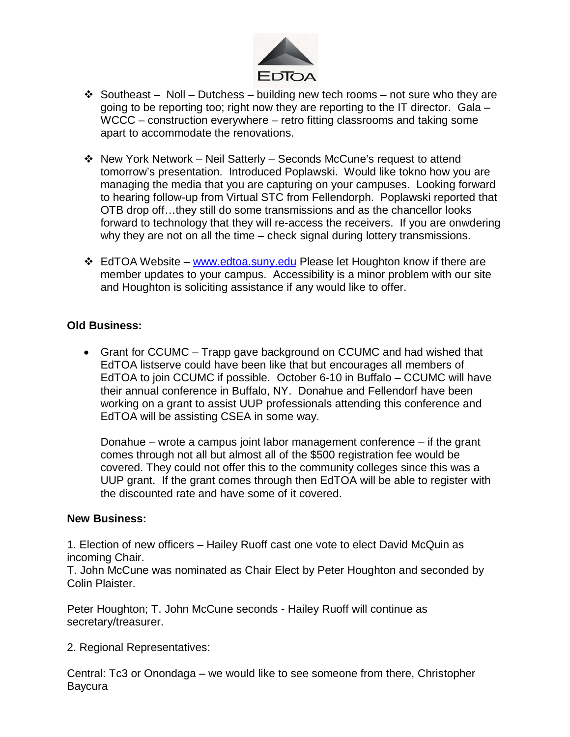- Southeast – Noll – Dutchess – building new tech rooms – not sure who they are going to be reporting too; right now they are reporting to the IT director. Gala – WCCC – construction everywhere – retro fitting classrooms and taking some apart to accommodate the renovations.

- New York Network – Neil Satterly – Seconds McCune's request to attend tomorrow's presentation. Introduced Poplawski. Would like tokno how you are managing the media that you are capturing on your campuses. Looking forward to hearing follow-up from Virtual STC from Fellendorph. Poplawski reported that OTB drop off…they still do some transmissions and as the chancellor looks forward to technology that they will re-access the receivers. If you are onwdering why they are not on all the time – check signal during lottery transmissions.

- EdTOA Website – [www.edtoa.suny.edu](http://www.edtoa.suny.edu) Please let Houghton know if there are member updates to your campus. Accessibility is a minor problem with our site and Houghton is soliciting assistance if any would like to offer.

**Old Business:**

- Grant for CCUMC – Trapp gave background on CCUMC and had wished that EdTOA listserve could have been like that but encourages all members of EdTOA to join CCUMC if possible. October 6-10 in Buffalo – CCUMC will have their annual conference in Buffalo, NY. Donahue and Fellendorf have been working on a grant to assist UUP professionals attending this conference and EdTOA will be assisting CSEA in some way.

  Donahue – wrote a campus joint labor management conference – if the grant comes through not all but almost all of the $500 registration fee would be covered. They could not offer this to the community colleges since this was a UUP grant. If the grant comes through then EdTOA will be able to register with the discounted rate and have some of it covered.

**New Business:**

1. Election of new officers – Hailey Ruoff cast one vote to elect David McQuin as incoming Chair.
T. John McCune was nominated as Chair Elect by Peter Houghton and seconded by Colin Plaister.

Peter Houghton; T. John McCune seconds - Hailey Ruoff will continue as secretary/treasurer.

2. Regional Representatives:

Central: Tc3 or Onondaga – we would like to see someone from there, Christopher Baycura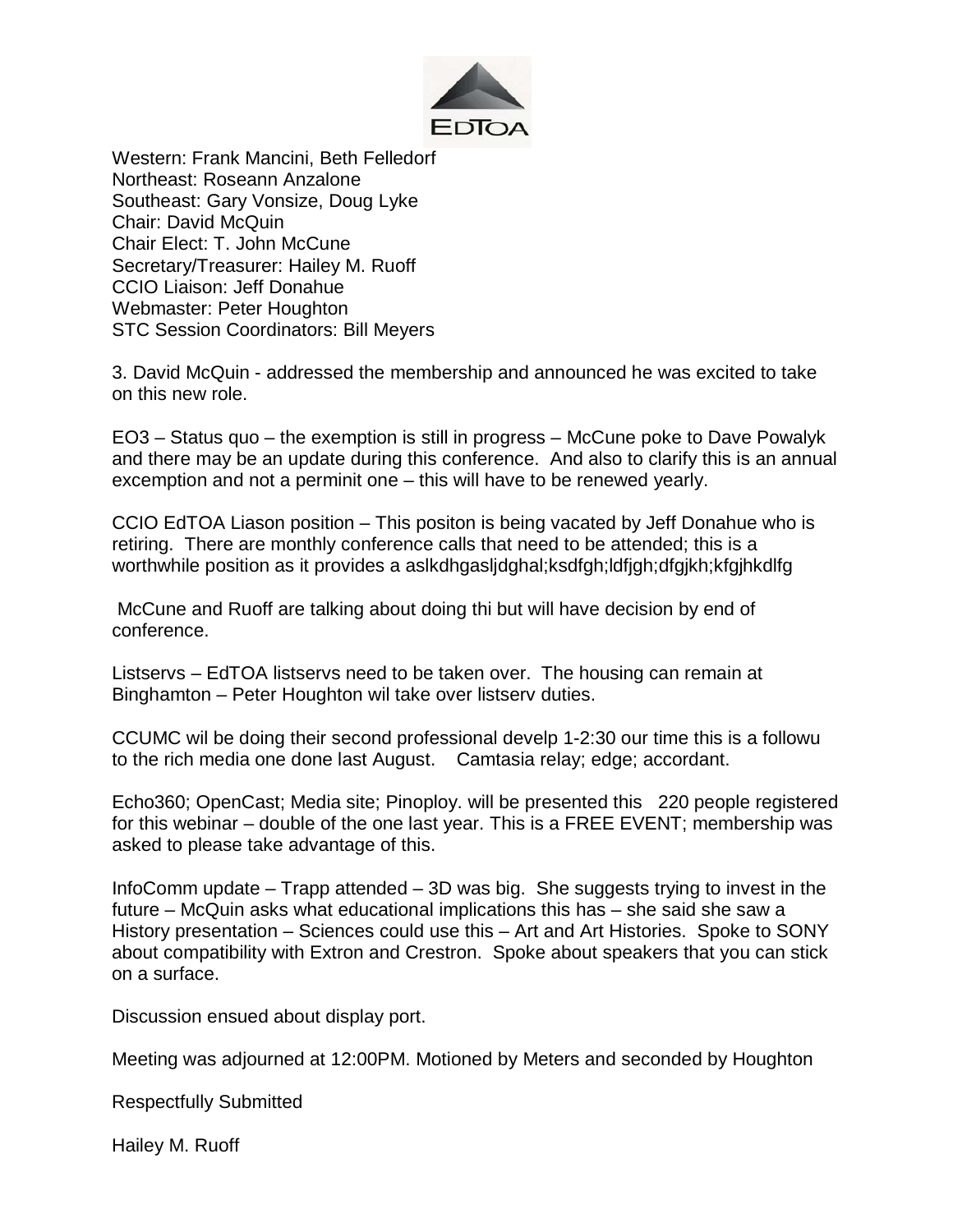Western: Frank Mancini, Beth Felledorf
Northeast: Roseann Anzalone
Southeast: Gary Vonsize, Doug Lyke
Chair: David McQuin
Chair Elect: T. John McCune
Secretary/Treasurer: Hailey M. Ruoff
CCIO Liaison: Jeff Donahue
Webmaster: Peter Houghton
STC Session Coordinators: Bill Meyers

3. David McQuin - addressed the membership and announced he was excited to take on this new role.

EO3 – Status quo – the exemption is still in progress – McCune poke to Dave Powalyk and there may be an update during this conference. And also to clarify this is an annual excemption and not a perminit one – this will have to be renewed yearly.

CCIO EdTOA Liason position – This positon is being vacated by Jeff Donahue who is retiring. There are monthly conference calls that need to be attended; this is a worthwhile position as it provides a aslkdhgasljdghal;ksdfgh;ldfjgh;dfgjkh;kfgjhkdlfg

McCune and Ruoff are talking about doing thi but will have decision by end of conference.

Listservs – EdTOA listservs need to be taken over. The housing can remain at Binghamton – Peter Houghton wil take over listserv duties.

CCUMC wil be doing their second professional develp 1-2:30 our time this is a followu to the rich media one done last August. Camtasia relay; edge; accordant.

Echo360; OpenCast; Media site; Pinoploy. will be presented this 220 people registered for this webinar – double of the one last year. This is a FREE EVENT; membership was asked to please take advantage of this.

InfoComm update – Trapp attended – 3D was big. She suggests trying to invest in the future – McQuin asks what educational implications this has – she said she saw a History presentation – Sciences could use this – Art and Art Histories. Spoke to SONY about compatibility with Extron and Crestron. Spoke about speakers that you can stick on a surface.

Discussion ensued about display port.

Meeting was adjourned at 12:00PM. Motioned by Meters and seconded by Houghton

Respectfully Submitted

Hailey M. Ruoff